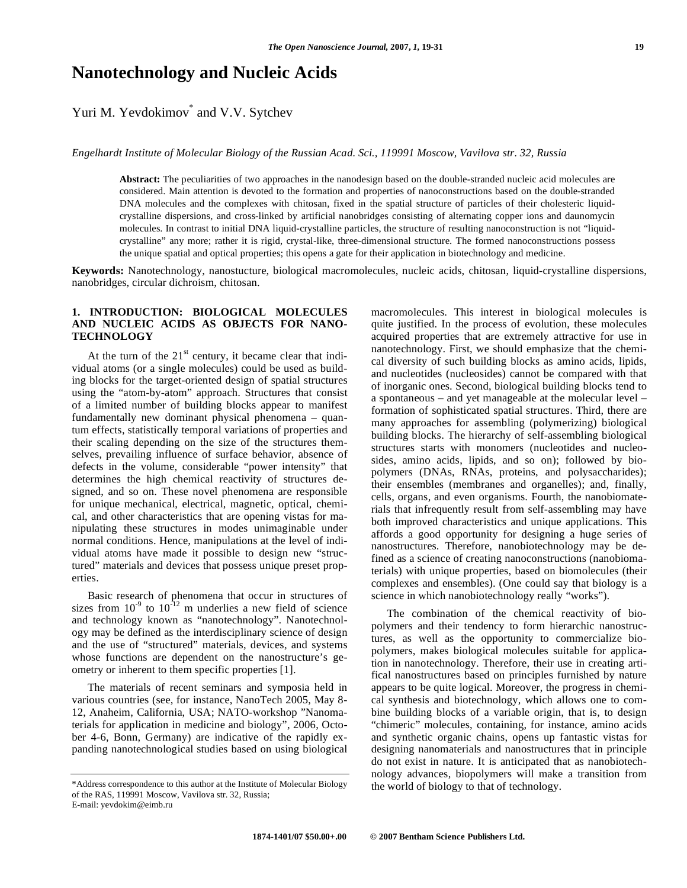# Nanotechnology and Nucleic Acids

Yuri M. Yevdokimov* and V.V. Sytchev

*Engelhardt Institute of Molecular Biology of the Russian Acad. Sci., 119991 Moscow, Vavilova str. 32, Russia*

**Abstract:** The peculiarities of two approaches in the nanodesign based on the double-stranded nucleic acid molecules are considered. Main attention is devoted to the formation and properties of nanoconstructions based on the double-stranded DNA molecules and the complexes with chitosan, fixed in the spatial structure of particles of their cholesteric liquid-crystalline dispersions, and cross-linked by artificial nanobridges consisting of alternating copper ions and daunomycin molecules. In contrast to initial DNA liquid-crystalline particles, the structure of resulting nanoconstruction is not "liquid-crystalline" any more; rather it is rigid, crystal-like, three-dimensional structure. The formed nanoconstructions possess the unique spatial and optical properties; this opens a gate for their application in biotechnology and medicine.

**Keywords:** Nanotechnology, nanostucture, biological macromolecules, nucleic acids, chitosan, liquid-crystalline dispersions, nanobridges, circular dichroism, chitosan.

## 1. INTRODUCTION: BIOLOGICAL MOLECULES AND NUCLEIC ACIDS AS OBJECTS FOR NANOTECHNOLOGY

At the turn of the $21^{st}$ century, it became clear that individual atoms (or a single molecules) could be used as building blocks for the target-oriented design of spatial structures using the "atom-by-atom" approach. Structures that consist of a limited number of building blocks appear to manifest fundamentally new dominant physical phenomena – quantum effects, statistically temporal variations of properties and their scaling depending on the size of the structures themselves, prevailing influence of surface behavior, absence of defects in the volume, considerable "power intensity" that determines the high chemical reactivity of structures designed, and so on. These novel phenomena are responsible for unique mechanical, electrical, magnetic, optical, chemical, and other characteristics that are opening vistas for manipulating these structures in modes unimaginable under normal conditions. Hence, manipulations at the level of individual atoms have made it possible to design new "structured" materials and devices that possess unique preset properties.

Basic research of phenomena that occur in structures of sizes from $10^{-9}$ to $10^{-12}$ m underlies a new field of science and technology known as "nanotechnology". Nanotechnology may be defined as the interdisciplinary science of design and the use of "structured" materials, devices, and systems whose functions are dependent on the nanostructure's geometry or inherent to them specific properties [1].

The materials of recent seminars and symposia held in various countries (see, for instance, NanoTech 2005, May 8-12, Anaheim, California, USA; NATO-workshop "Nanomaterials for application in medicine and biology", 2006, October 4-6, Bonn, Germany) are indicative of the rapidly expanding nanotechnological studies based on using biological macromolecules. This interest in biological molecules is quite justified. In the process of evolution, these molecules acquired properties that are extremely attractive for use in nanotechnology. First, we should emphasize that the chemical diversity of such building blocks as amino acids, lipids, and nucleotides (nucleosides) cannot be compared with that of inorganic ones. Second, biological building blocks tend to a spontaneous – and yet manageable at the molecular level – formation of sophisticated spatial structures. Third, there are many approaches for assembling (polymerizing) biological building blocks. The hierarchy of self-assembling biological structures starts with monomers (nucleotides and nucleosides, amino acids, lipids, and so on); followed by biopolymers (DNAs, RNAs, proteins, and polysaccharides); their ensembles (membranes and organelles); and, finally, cells, organs, and even organisms. Fourth, the nanobiomaterials that infrequently result from self-assembling may have both improved characteristics and unique applications. This affords a good opportunity for designing a huge series of nanostructures. Therefore, nanobiotechnology may be defined as a science of creating nanoconstructions (nanobiomaterials) with unique properties, based on biomolecules (their complexes and ensembles). (One could say that biology is a science in which nanobiotechnology really "works").

The combination of the chemical reactivity of biopolymers and their tendency to form hierarchic nanostructures, as well as the opportunity to commercialize biopolymers, makes biological molecules suitable for application in nanotechnology. Therefore, their use in creating artifical nanostructures based on principles furnished by nature appears to be quite logical. Moreover, the progress in chemical synthesis and biotechnology, which allows one to combine building blocks of a variable origin, that is, to design "chimeric" molecules, containing, for instance, amino acids and synthetic organic chains, opens up fantastic vistas for designing nanomaterials and nanostructures that in principle do not exist in nature. It is anticipated that as nanobiotechnology advances, biopolymers will make a transition from the world of biology to that of technology.

*Address correspondence to this author at the Institute of Molecular Biology of the RAS, 119991 Moscow, Vavilova str. 32, Russia; E-mail: yevdokim@eimb.ru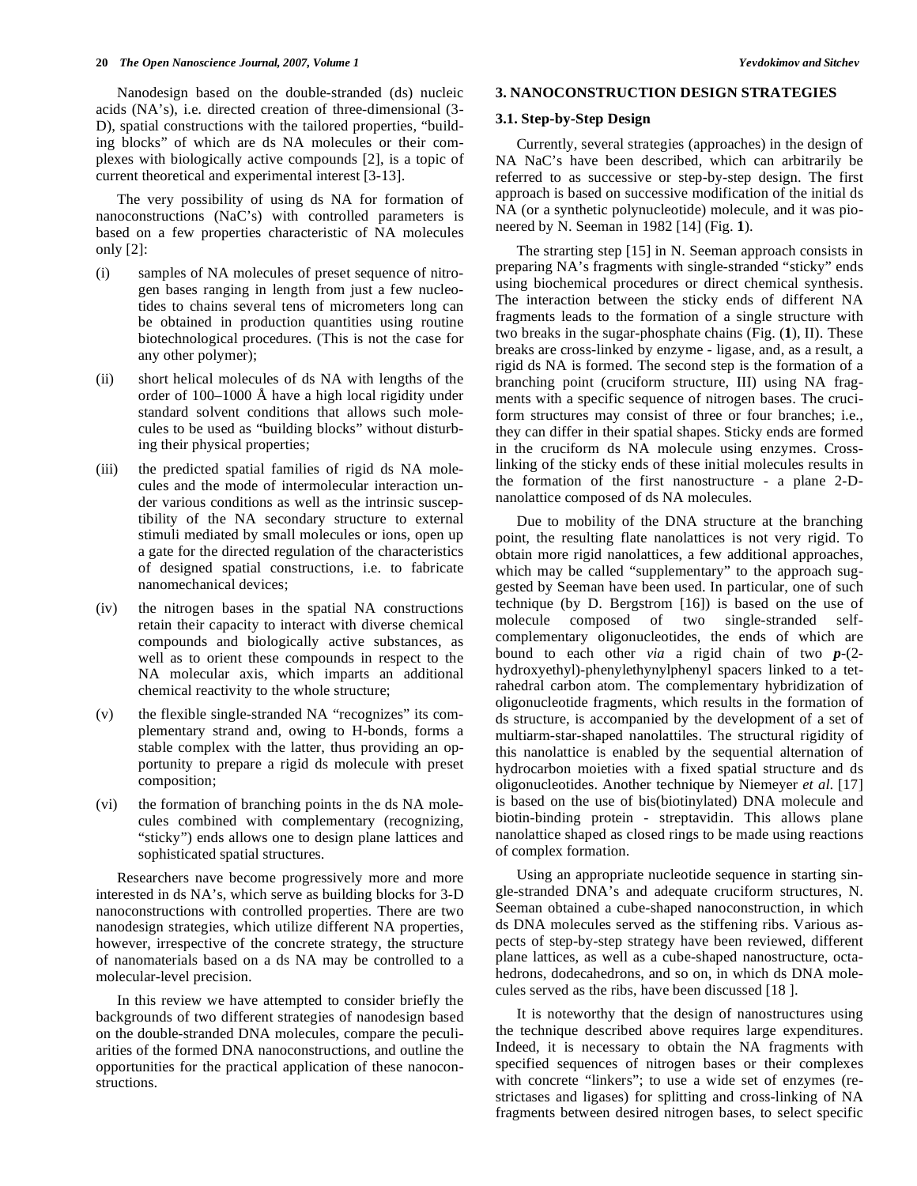Nanodesign based on the double-stranded (ds) nucleic acids (NA's), i.e. directed creation of three-dimensional (3-D), spatial constructions with the tailored properties, "building blocks" of which are ds NA molecules or their complexes with biologically active compounds [2], is a topic of current theoretical and experimental interest [3-13].

The very possibility of using ds NA for formation of nanoconstructions (NaC's) with controlled parameters is based on a few properties characteristic of NA molecules only [2]:

(i) samples of NA molecules of preset sequence of nitrogen bases ranging in length from just a few nucleotides to chains several tens of micrometers long can be obtained in production quantities using routine biotechnological procedures. (This is not the case for any other polymer);

(ii) short helical molecules of ds NA with lengths of the order of 100–1000 Å have a high local rigidity under standard solvent conditions that allows such molecules to be used as "building blocks" without disturbing their physical properties;

(iii) the predicted spatial families of rigid ds NA molecules and the mode of intermolecular interaction under various conditions as well as the intrinsic susceptibility of the NA secondary structure to external stimuli mediated by small molecules or ions, open up a gate for the directed regulation of the characteristics of designed spatial constructions, i.e. to fabricate nanomechanical devices;

(iv) the nitrogen bases in the spatial NA constructions retain their capacity to interact with diverse chemical compounds and biologically active substances, as well as to orient these compounds in respect to the NA molecular axis, which imparts an additional chemical reactivity to the whole structure;

(v) the flexible single-stranded NA "recognizes" its complementary strand and, owing to H-bonds, forms a stable complex with the latter, thus providing an opportunity to prepare a rigid ds molecule with preset composition;

(vi) the formation of branching points in the ds NA molecules combined with complementary (recognizing, "sticky") ends allows one to design plane lattices and sophisticated spatial structures.

Researchers nave become progressively more and more interested in ds NA's, which serve as building blocks for 3-D nanoconstructions with controlled properties. There are two nanodesign strategies, which utilize different NA properties, however, irrespective of the concrete strategy, the structure of nanomaterials based on a ds NA may be controlled to a molecular-level precision.

In this review we have attempted to consider briefly the backgrounds of two different strategies of nanodesign based on the double-stranded DNA molecules, compare the peculiarities of the formed DNA nanoconstructions, and outline the opportunities for the practical application of these nanoconstructions.

## 3. NANOCONSTRUCTION DESIGN STRATEGIES

### 3.1. Step-by-Step Design

Currently, several strategies (approaches) in the design of NA NaC's have been described, which can arbitrarily be referred to as successive or step-by-step design. The first approach is based on successive modification of the initial ds NA (or a synthetic polynucleotide) molecule, and it was pioneered by N. Seeman in 1982 [14] (Fig. **1**).

The strarting step [15] in N. Seeman approach consists in preparing NA's fragments with single-stranded "sticky" ends using biochemical procedures or direct chemical synthesis. The interaction between the sticky ends of different NA fragments leads to the formation of a single structure with two breaks in the sugar-phosphate chains (Fig. (**1**), II). These breaks are cross-linked by enzyme - ligase, and, as a result, a rigid ds NA is formed. The second step is the formation of a branching point (cruciform structure, III) using NA fragments with a specific sequence of nitrogen bases. The cruciform structures may consist of three or four branches; i.e., they can differ in their spatial shapes. Sticky ends are formed in the cruciform ds NA molecule using enzymes. Cross-linking of the sticky ends of these initial molecules results in the formation of the first nanostructure - a plane 2-D-nanolattice composed of ds NA molecules.

Due to mobility of the DNA structure at the branching point, the resulting flate nanolattices is not very rigid. To obtain more rigid nanolattices, a few additional approaches, which may be called "supplementary" to the approach suggested by Seeman have been used. In particular, one of such technique (by D. Bergstrom [16]) is based on the use of molecule composed of two single-stranded self-complementary oligonucleotides, the ends of which are bound to each other *via* a rigid chain of two ***p***-(2-hydroxyethyl)-phenylethynylphenyl spacers linked to a tetrahedral carbon atom. The complementary hybridization of oligonucleotide fragments, which results in the formation of ds structure, is accompanied by the development of a set of multiarm-star-shaped nanolattiles. The structural rigidity of this nanolattice is enabled by the sequential alternation of hydrocarbon moieties with a fixed spatial structure and ds oligonucleotides. Another technique by Niemeyer *et al.* [17] is based on the use of bis(biotinylated) DNA molecule and biotin-binding protein - streptavidin. This allows plane nanolattice shaped as closed rings to be made using reactions of complex formation.

Using an appropriate nucleotide sequence in starting single-stranded DNA's and adequate cruciform structures, N. Seeman obtained a cube-shaped nanoconstruction, in which ds DNA molecules served as the stiffening ribs. Various aspects of step-by-step strategy have been reviewed, different plane lattices, as well as a cube-shaped nanostructure, octahedrons, dodecahedrons, and so on, in which ds DNA molecules served as the ribs, have been discussed [18 ].

It is noteworthy that the design of nanostructures using the technique described above requires large expenditures. Indeed, it is necessary to obtain the NA fragments with specified sequences of nitrogen bases or their complexes with concrete "linkers"; to use a wide set of enzymes (restrictases and ligases) for splitting and cross-linking of NA fragments between desired nitrogen bases, to select specific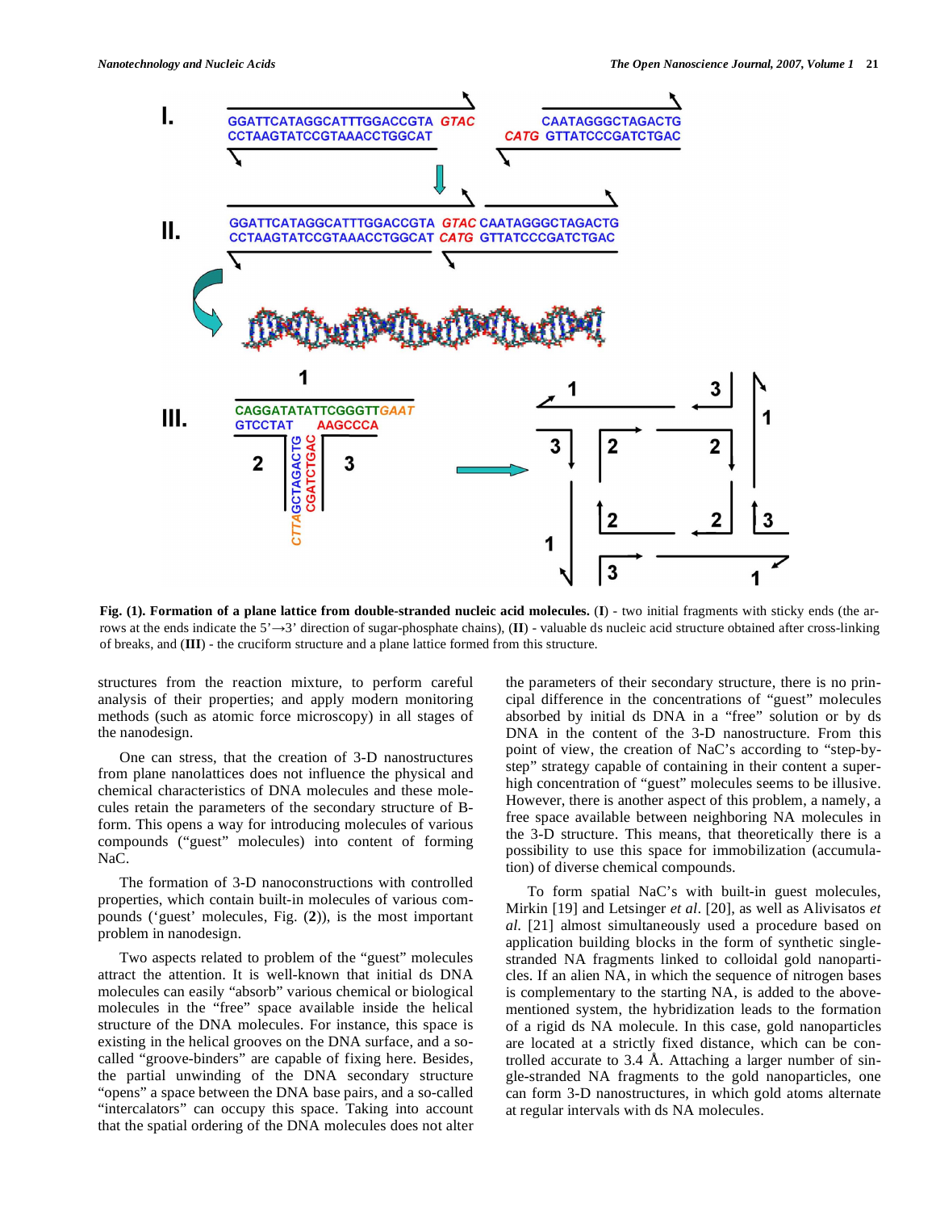Fig. (1). **Formation of a plane lattice from double-stranded nucleic acid molecules.** (**I**) - two initial fragments with sticky ends (the arrows at the ends indicate the 5'→3' direction of sugar-phosphate chains), (**II**) - valuable ds nucleic acid structure obtained after cross-linking of breaks, and (**III**) - the cruciform structure and a plane lattice formed from this structure.

structures from the reaction mixture, to perform careful analysis of their properties; and apply modern monitoring methods (such as atomic force microscopy) in all stages of the nanodesign.

One can stress, that the creation of 3-D nanostructures from plane nanolattices does not influence the physical and chemical characteristics of DNA molecules and these molecules retain the parameters of the secondary structure of B-form. This opens a way for introducing molecules of various compounds ("guest" molecules) into content of forming NaC.

The formation of 3-D nanoconstructions with controlled properties, which contain built-in molecules of various compounds ('guest' molecules, Fig. (**2**)), is the most important problem in nanodesign.

Two aspects related to problem of the "guest" molecules attract the attention. It is well-known that initial ds DNA molecules can easily "absorb" various chemical or biological molecules in the "free" space available inside the helical structure of the DNA molecules. For instance, this space is existing in the helical grooves on the DNA surface, and a so-called "groove-binders" are capable of fixing here. Besides, the partial unwinding of the DNA secondary structure "opens" a space between the DNA base pairs, and a so-called "intercalators" can occupy this space. Taking into account that the spatial ordering of the DNA molecules does not alter the parameters of their secondary structure, there is no principal difference in the concentrations of "guest" molecules absorbed by initial ds DNA in a "free" solution or by ds DNA in the content of the 3-D nanostructure. From this point of view, the creation of NaC's according to "step-by-step" strategy capable of containing in their content a super-high concentration of "guest" molecules seems to be illusive. However, there is another aspect of this problem, a namely, a free space available between neighboring NA molecules in the 3-D structure. This means, that theoretically there is a possibility to use this space for immobilization (accumulation) of diverse chemical compounds.

To form spatial NaC's with built-in guest molecules, Mirkin [19] and Letsinger *et al*. [20], as well as Alivisatos *et al.* [21] almost simultaneously used a procedure based on application building blocks in the form of synthetic single-stranded NA fragments linked to colloidal gold nanoparticles. If an alien NA, in which the sequence of nitrogen bases is complementary to the starting NA, is added to the above-mentioned system, the hybridization leads to the formation of a rigid ds NA molecule. In this case, gold nanoparticles are located at a strictly fixed distance, which can be controlled accurate to 3.4 Å. Attaching a larger number of single-stranded NA fragments to the gold nanoparticles, one can form 3-D nanostructures, in which gold atoms alternate at regular intervals with ds NA molecules.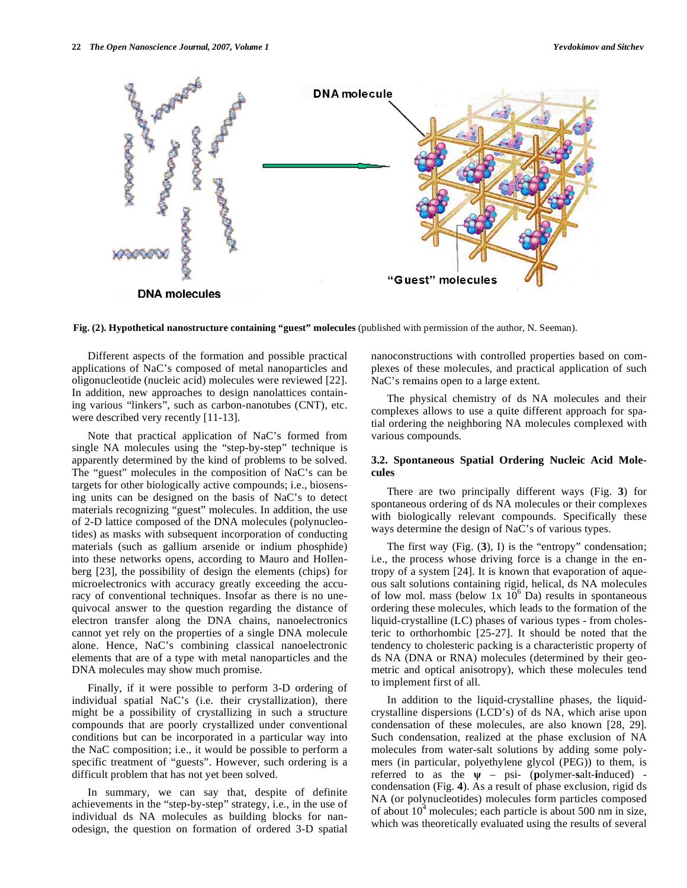**Fig. (2). Hypothetical nanostructure containing "guest" molecules** (published with permission of the author, N. Seeman).

Different aspects of the formation and possible practical applications of NaC's composed of metal nanoparticles and oligonucleotide (nucleic acid) molecules were reviewed [22]. In addition, new approaches to design nanolattices containing various "linkers", such as carbon-nanotubes (CNT), etc. were described very recently [11-13].

Note that practical application of NaC's formed from single NA molecules using the "step-by-step" technique is apparently determined by the kind of problems to be solved. The "guest" molecules in the composition of NaC's can be targets for other biologically active compounds; i.e., biosensing units can be designed on the basis of NaC's to detect materials recognizing "guest" molecules. In addition, the use of 2-D lattice composed of the DNA molecules (polynucleotides) as masks with subsequent incorporation of conducting materials (such as gallium arsenide or indium phosphide) into these networks opens, according to Mauro and Hollenberg [23], the possibility of design the elements (chips) for microelectronics with accuracy greatly exceeding the accuracy of conventional techniques. Insofar as there is no unequivocal answer to the question regarding the distance of electron transfer along the DNA chains, nanoelectronics cannot yet rely on the properties of a single DNA molecule alone. Hence, NaC's combining classical nanoelectronic elements that are of a type with metal nanoparticles and the DNA molecules may show much promise.

Finally, if it were possible to perform 3-D ordering of individual spatial NaC's (i.e. their crystallization), there might be a possibility of crystallizing in such a structure compounds that are poorly crystallized under conventional conditions but can be incorporated in a particular way into the NaC composition; i.e., it would be possible to perform a specific treatment of "guests". However, such ordering is a difficult problem that has not yet been solved.

In summary, we can say that, despite of definite achievements in the "step-by-step" strategy, i.e., in the use of individual ds NA molecules as building blocks for nanodesign, the question on formation of ordered 3-D spatial nanoconstructions with controlled properties based on complexes of these molecules, and practical application of such NaC's remains open to a large extent.

The physical chemistry of ds NA molecules and their complexes allows to use a quite different approach for spatial ordering the neighboring NA molecules complexed with various compounds.

### 3.2. Spontaneous Spatial Ordering Nucleic Acid Molecules

There are two principally different ways (Fig. **3**) for spontaneous ordering of ds NA molecules or their complexes with biologically relevant compounds. Specifically these ways determine the design of NaC's of various types.

The first way (Fig. (**3**), I) is the "entropy" condensation; i.e., the process whose driving force is a change in the entropy of a system [24]. It is known that evaporation of aqueous salt solutions containing rigid, helical, ds NA molecules of low mol. mass (below 1x $10^6$ Da) results in spontaneous ordering these molecules, which leads to the formation of the liquid-crystalline (LC) phases of various types - from cholesteric to orthorhombic [25-27]. It should be noted that the tendency to cholesteric packing is a characteristic property of ds NA (DNA or RNA) molecules (determined by their geometric and optical anisotropy), which these molecules tend to implement first of all.

In addition to the liquid-crystalline phases, the liquid-crystalline dispersions (LCD's) of ds NA, which arise upon condensation of these molecules, are also known [28, 29]. Such condensation, realized at the phase exclusion of NA molecules from water-salt solutions by adding some polymers (in particular, polyethylene glycol (PEG)) to them, is referred to as the **ψ** – psi- (**p**olymer-**s**alt-**i**nduced) - condensation (Fig. **4**). As a result of phase exclusion, rigid ds NA (or polynucleotides) molecules form particles composed of about $10^4$ molecules; each particle is about 500 nm in size, which was theoretically evaluated using the results of several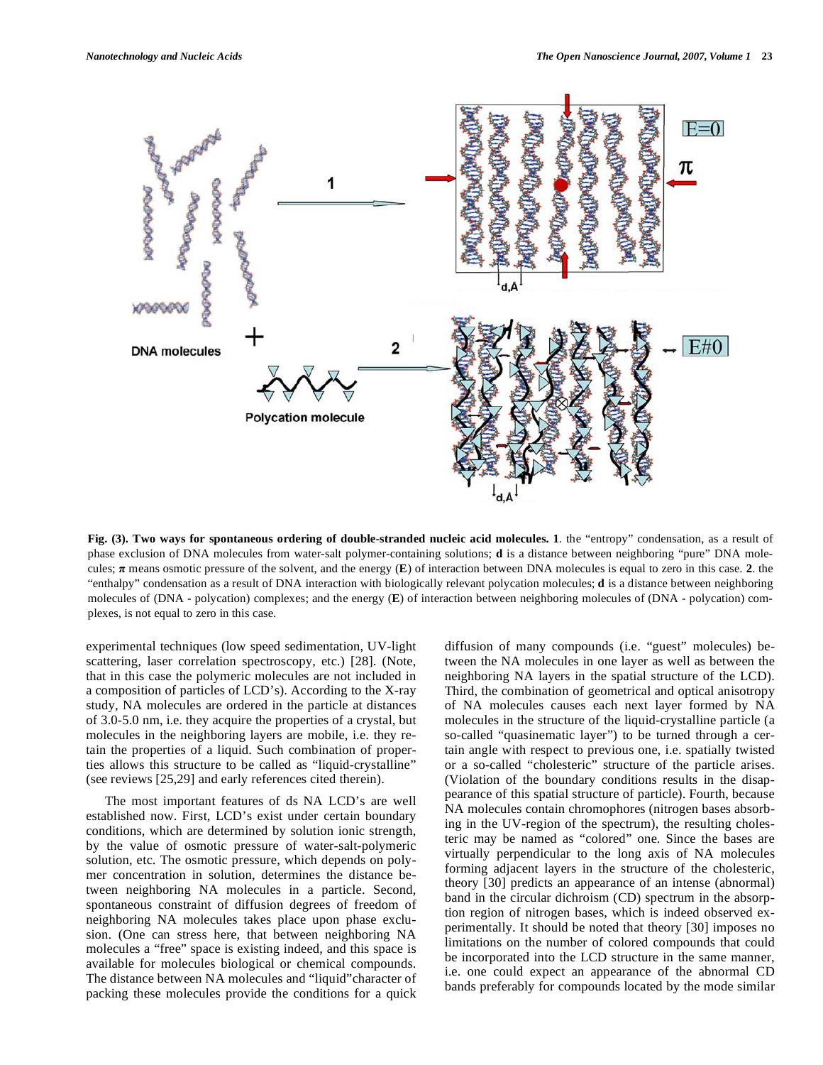**Fig. (3). Two ways for spontaneous ordering of double-stranded nucleic acid molecules. 1**. the "entropy" condensation, as a result of phase exclusion of DNA molecules from water-salt polymer-containing solutions; **d** is a distance between neighboring "pure" DNA molecules; **π** means osmotic pressure of the solvent, and the energy (**E**) of interaction between DNA molecules is equal to zero in this case. **2**. the "enthalpy" condensation as a result of DNA interaction with biologically relevant polycation molecules; **d** is a distance between neighboring molecules of (DNA - polycation) complexes; and the energy (**E**) of interaction between neighboring molecules of (DNA - polycation) complexes, is not equal to zero in this case.

experimental techniques (low speed sedimentation, UV-light scattering, laser correlation spectroscopy, etc.) [28]. (Note, that in this case the polymeric molecules are not included in a composition of particles of LCD's). According to the X-ray study, NA molecules are ordered in the particle at distances of 3.0-5.0 nm, i.e. they acquire the properties of a crystal, but molecules in the neighboring layers are mobile, i.e. they retain the properties of a liquid. Such combination of properties allows this structure to be called as "liquid-crystalline" (see reviews [25,29] and early references cited therein).

The most important features of ds NA LCD's are well established now. First, LCD's exist under certain boundary conditions, which are determined by solution ionic strength, by the value of osmotic pressure of water-salt-polymeric solution, etc. The osmotic pressure, which depends on polymer concentration in solution, determines the distance between neighboring NA molecules in a particle. Second, spontaneous constraint of diffusion degrees of freedom of neighboring NA molecules takes place upon phase exclusion. (One can stress here, that between neighboring NA molecules a "free" space is existing indeed, and this space is available for molecules biological or chemical compounds. The distance between NA molecules and "liquid"character of packing these molecules provide the conditions for a quick diffusion of many compounds (i.e. "guest" molecules) between the NA molecules in one layer as well as between the neighboring NA layers in the spatial structure of the LCD). Third, the combination of geometrical and optical anisotropy of NA molecules causes each next layer formed by NA molecules in the structure of the liquid-crystalline particle (a so-called "quasinematic layer") to be turned through a certain angle with respect to previous one, i.e. spatially twisted or a so-called "cholesteric" structure of the particle arises. (Violation of the boundary conditions results in the disappearance of this spatial structure of particle). Fourth, because NA molecules contain chromophores (nitrogen bases absorbing in the UV-region of the spectrum), the resulting cholesteric may be named as "colored" one. Since the bases are virtually perpendicular to the long axis of NA molecules forming adjacent layers in the structure of the cholesteric, theory [30] predicts an appearance of an intense (abnormal) band in the circular dichroism (CD) spectrum in the absorption region of nitrogen bases, which is indeed observed experimentally. It should be noted that theory [30] imposes no limitations on the number of colored compounds that could be incorporated into the LCD structure in the same manner, i.e. one could expect an appearance of the abnormal CD bands preferably for compounds located by the mode similar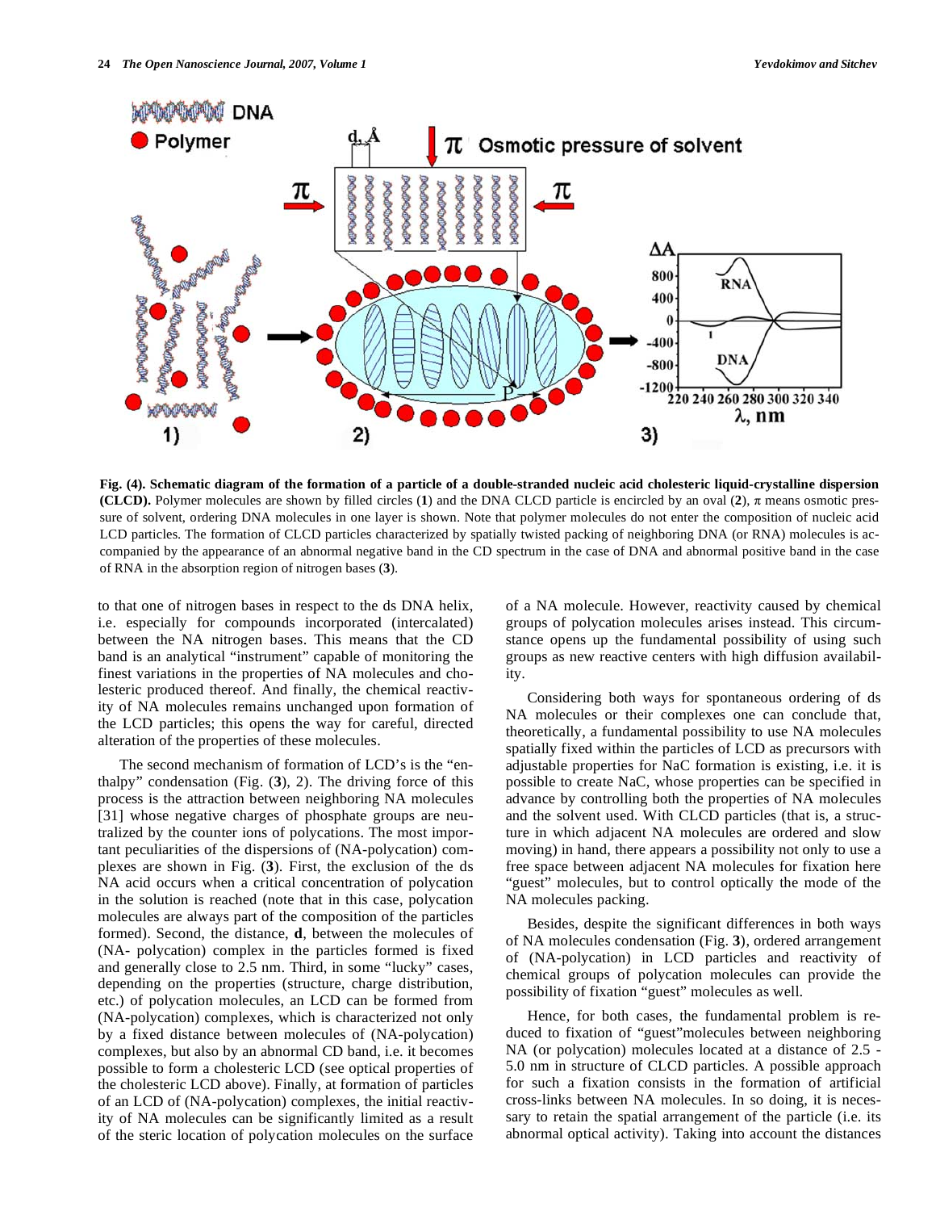**Fig. (4). Schematic diagram of the formation of a particle of a double-stranded nucleic acid cholesteric liquid-crystalline dispersion (CLCD).** Polymer molecules are shown by filled circles (**1**) and the DNA CLCD particle is encircled by an oval (**2**), π means osmotic pressure of solvent, ordering DNA molecules in one layer is shown. Note that polymer molecules do not enter the composition of nucleic acid LCD particles. The formation of CLCD particles characterized by spatially twisted packing of neighboring DNA (or RNA) molecules is accompanied by the appearance of an abnormal negative band in the CD spectrum in the case of DNA and abnormal positive band in the case of RNA in the absorption region of nitrogen bases (**3**).

to that one of nitrogen bases in respect to the ds DNA helix, i.e. especially for compounds incorporated (intercalated) between the NA nitrogen bases. This means that the CD band is an analytical "instrument" capable of monitoring the finest variations in the properties of NA molecules and cholesteric produced thereof. And finally, the chemical reactivity of NA molecules remains unchanged upon formation of the LCD particles; this opens the way for careful, directed alteration of the properties of these molecules.

The second mechanism of formation of LCD's is the "enthalpy" condensation (Fig. (**3**), 2). The driving force of this process is the attraction between neighboring NA molecules [31] whose negative charges of phosphate groups are neutralized by the counter ions of polycations. The most important peculiarities of the dispersions of (NA-polycation) complexes are shown in Fig. (**3**). First, the exclusion of the ds NA acid occurs when a critical concentration of polycation in the solution is reached (note that in this case, polycation molecules are always part of the composition of the particles formed). Second, the distance, **d**, between the molecules of (NA- polycation) complex in the particles formed is fixed and generally close to 2.5 nm. Third, in some "lucky" cases, depending on the properties (structure, charge distribution, etc.) of polycation molecules, an LCD can be formed from (NA-polycation) complexes, which is characterized not only by a fixed distance between molecules of (NA-polycation) complexes, but also by an abnormal CD band, i.e. it becomes possible to form a cholesteric LCD (see optical properties of the cholesteric LCD above). Finally, at formation of particles of an LCD of (NA-polycation) complexes, the initial reactivity of NA molecules can be significantly limited as a result of the steric location of polycation molecules on the surface of a NA molecule. However, reactivity caused by chemical groups of polycation molecules arises instead. This circumstance opens up the fundamental possibility of using such groups as new reactive centers with high diffusion availability.

Considering both ways for spontaneous ordering of ds NA molecules or their complexes one can conclude that, theoretically, a fundamental possibility to use NA molecules spatially fixed within the particles of LCD as precursors with adjustable properties for NaC formation is existing, i.e. it is possible to create NaC, whose properties can be specified in advance by controlling both the properties of NA molecules and the solvent used. With CLCD particles (that is, a structure in which adjacent NA molecules are ordered and slow moving) in hand, there appears a possibility not only to use a free space between adjacent NA molecules for fixation here "guest" molecules, but to control optically the mode of the NA molecules packing.

Besides, despite the significant differences in both ways of NA molecules condensation (Fig. **3**), ordered arrangement of (NA-polycation) in LCD particles and reactivity of chemical groups of polycation molecules can provide the possibility of fixation "guest" molecules as well.

Hence, for both cases, the fundamental problem is reduced to fixation of "guest"molecules between neighboring NA (or polycation) molecules located at a distance of 2.5 - 5.0 nm in structure of CLCD particles. A possible approach for such a fixation consists in the formation of artificial cross-links between NA molecules. In so doing, it is necessary to retain the spatial arrangement of the particle (i.e. its abnormal optical activity). Taking into account the distances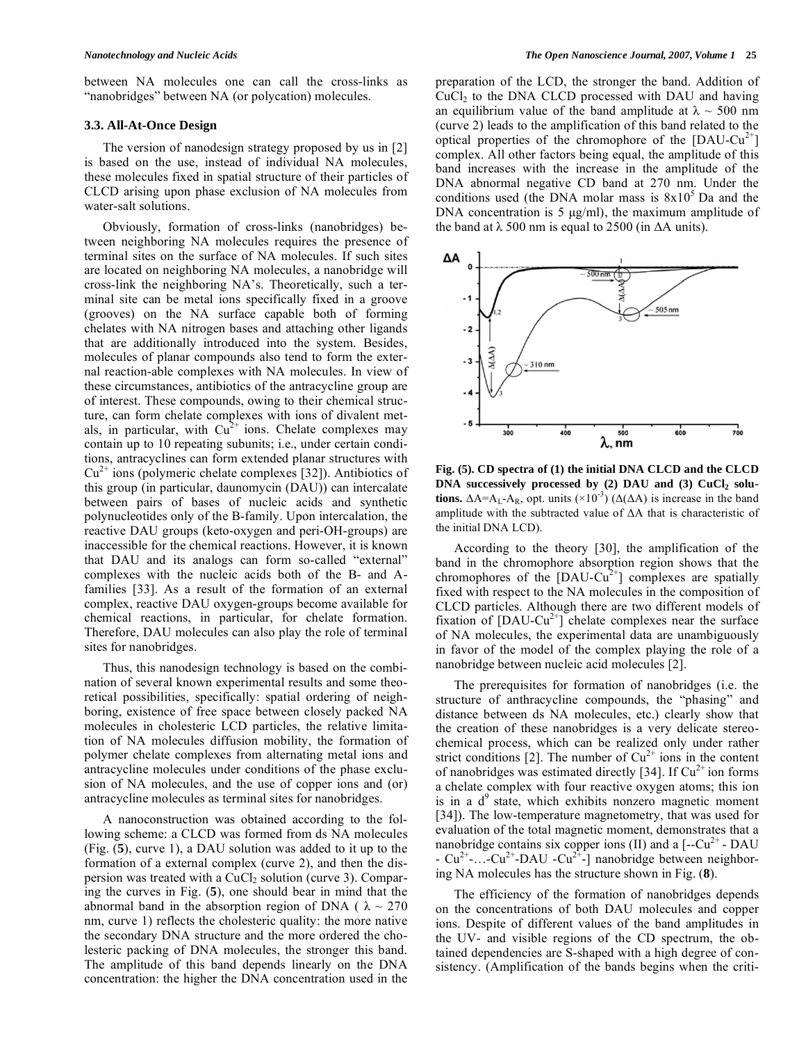between NA molecules one can call the cross-links as "nanobridges" between NA (or polycation) molecules.

### 3.3. All-At-Once Design

The version of nanodesign strategy proposed by us in [2] is based on the use, instead of individual NA molecules, these molecules fixed in spatial structure of their particles of CLCD arising upon phase exclusion of NA molecules from water-salt solutions.

Obviously, formation of cross-links (nanobridges) between neighboring NA molecules requires the presence of terminal sites on the surface of NA molecules. If such sites are located on neighboring NA molecules, a nanobridge will cross-link the neighboring NA's. Theoretically, such a terminal site can be metal ions specifically fixed in a groove (grooves) on the NA surface capable both of forming chelates with NA nitrogen bases and attaching other ligands that are additionally introduced into the system. Besides, molecules of planar compounds also tend to form the external reaction-able complexes with NA molecules. In view of these circumstances, antibiotics of the antracycline group are of interest. These compounds, owing to their chemical structure, can form chelate complexes with ions of divalent metals, in particular, with $Cu^{2+}$ ions. Chelate complexes may contain up to 10 repeating subunits; i.e., under certain conditions, antracyclines can form extended planar structures with $Cu^{2+}$ ions (polymeric chelate complexes [32]). Antibiotics of this group (in particular, daunomycin (DAU)) can intercalate between pairs of bases of nucleic acids and synthetic polynucleotides only of the B-family. Upon intercalation, the reactive DAU groups (keto-oxygen and peri-OH-groups) are inaccessible for the chemical reactions. However, it is known that DAU and its analogs can form so-called "external" complexes with the nucleic acids both of the B- and A-families [33]. As a result of the formation of an external complex, reactive DAU oxygen-groups become available for chemical reactions, in particular, for chelate formation. Therefore, DAU molecules can also play the role of terminal sites for nanobridges.

Thus, this nanodesign technology is based on the combination of several known experimental results and some theoretical possibilities, specifically: spatial ordering of neighboring, existence of free space between closely packed NA molecules in cholesteric LCD particles, the relative limitation of NA molecules diffusion mobility, the formation of polymer chelate complexes from alternating metal ions and antracycline molecules under conditions of the phase exclusion of NA molecules, and the use of copper ions and (or) antracycline molecules as terminal sites for nanobridges.

A nanoconstruction was obtained according to the following scheme: a CLCD was formed from ds NA molecules (Fig. (**5**), curve 1), a DAU solution was added to it up to the formation of a external complex (curve 2), and then the dispersion was treated with a $CuCl_2$ solution (curve 3). Comparing the curves in Fig. (**5**), one should bear in mind that the abnormal band in the absorption region of DNA ( $\lambda \sim 270$ nm, curve 1) reflects the cholesteric quality: the more native the secondary DNA structure and the more ordered the cholesteric packing of DNA molecules, the stronger this band. The amplitude of this band depends linearly on the DNA concentration: the higher the DNA concentration used in the preparation of the LCD, the stronger the band. Addition of $CuCl_2$ to the DNA CLCD processed with DAU and having an equilibrium value of the band amplitude at $\lambda \sim 500$ nm (curve 2) leads to the amplification of this band related to the optical properties of the chromophore of the [DAU-$Cu^{2+}$] complex. All other factors being equal, the amplitude of this band increases with the increase in the amplitude of the DNA abnormal negative CD band at 270 nm. Under the conditions used (the DNA molar mass is $8x10^5$ Da and the DNA concentration is 5 μg/ml), the maximum amplitude of the band at $\lambda$ 500 nm is equal to 2500 (in $\Delta A$ units).

**Fig. (5). CD spectra of (1) the initial DNA CLCD and the CLCD DNA successively processed by (2) DAU and (3) $CuCl_2$ solutions.** $\Delta A = A_L - A_R$, opt. units ($\times 10^{-3}$) ($\Delta(\Delta A)$ is increase in the band amplitude with the subtracted value of $\Delta A$ that is characteristic of the initial DNA LCD).

According to the theory [30], the amplification of the band in the chromophore absorption region shows that the chromophores of the [DAU-$Cu^{2+}$] complexes are spatially fixed with respect to the NA molecules in the composition of CLCD particles. Although there are two different models of fixation of [DAU-$Cu^{2+}$] chelate complexes near the surface of NA molecules, the experimental data are unambiguously in favor of the model of the complex playing the role of a nanobridge between nucleic acid molecules [2].

The prerequisites for formation of nanobridges (i.e. the structure of anthracycline compounds, the "phasing" and distance between ds NA molecules, etc.) clearly show that the creation of these nanobridges is a very delicate stereochemical process, which can be realized only under rather strict conditions [2]. The number of $Cu^{2+}$ ions in the content of nanobridges was estimated directly [34]. If $Cu^{2+}$ ion forms a chelate complex with four reactive oxygen atoms; this ion is in a $d^9$ state, which exhibits nonzero magnetic moment [34]). The low-temperature magnetometry, that was used for evaluation of the total magnetic moment, demonstrates that a nanobridge contains six copper ions (II) and a [--$Cu^{2+}$ - DAU - $Cu^{2+}$-…-$Cu^{2+}$-DAU -$Cu^{2+}$-] nanobridge between neighboring NA molecules has the structure shown in Fig. (**8**).

The efficiency of the formation of nanobridges depends on the concentrations of both DAU molecules and copper ions. Despite of different values of the band amplitudes in the UV- and visible regions of the CD spectrum, the obtained dependencies are S-shaped with a high degree of consistency. (Amplification of the bands begins when the criti-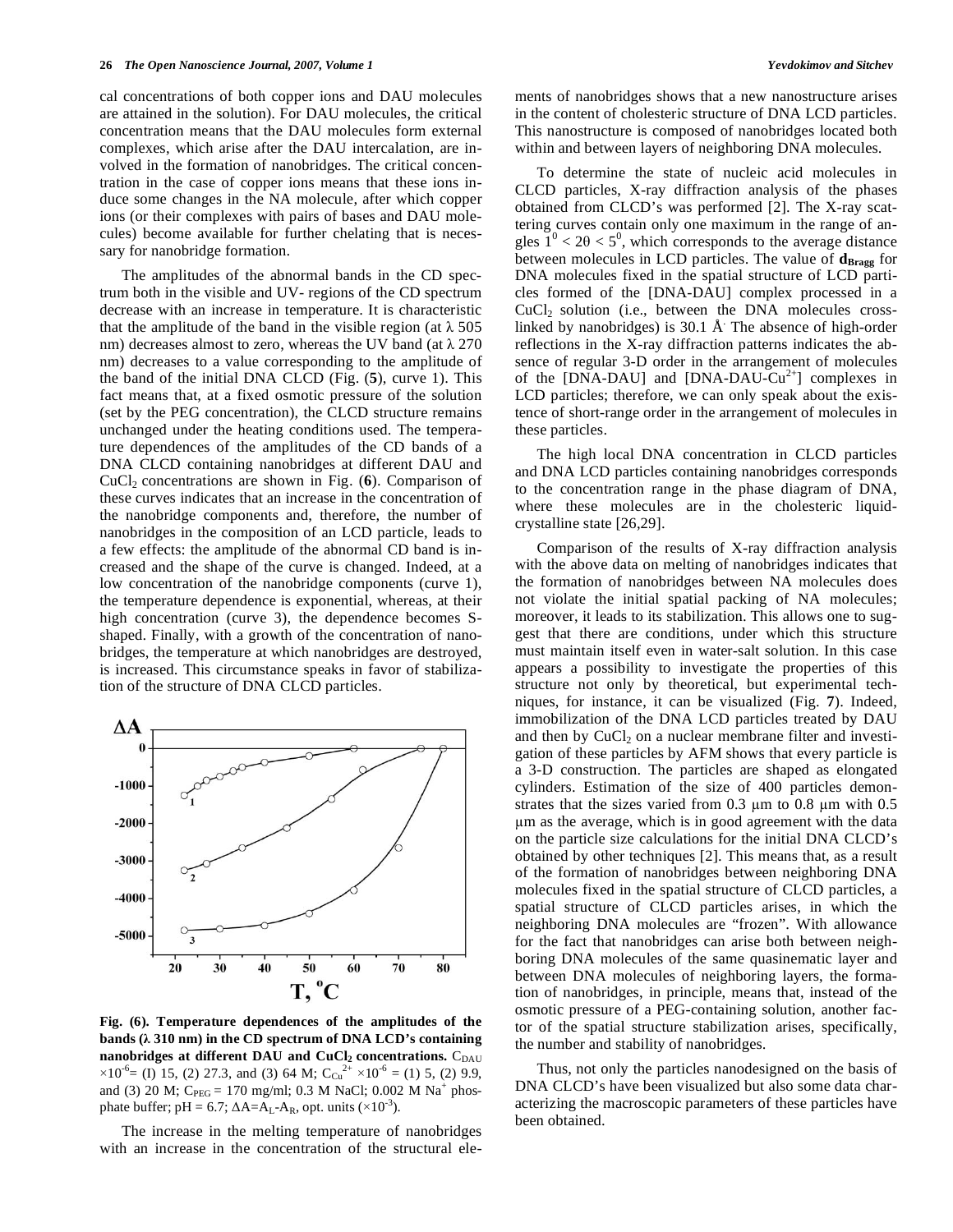cal concentrations of both copper ions and DAU molecules are attained in the solution). For DAU molecules, the critical concentration means that the DAU molecules form external complexes, which arise after the DAU intercalation, are involved in the formation of nanobridges. The critical concentration in the case of copper ions means that these ions induce some changes in the NA molecule, after which copper ions (or their complexes with pairs of bases and DAU molecules) become available for further chelating that is necessary for nanobridge formation.

The amplitudes of the abnormal bands in the CD spectrum both in the visible and UV- regions of the CD spectrum decrease with an increase in temperature. It is characteristic that the amplitude of the band in the visible region (at λ 505 nm) decreases almost to zero, whereas the UV band (at λ 270 nm) decreases to a value corresponding to the amplitude of the band of the initial DNA CLCD (Fig. (**5**), curve 1). This fact means that, at a fixed osmotic pressure of the solution (set by the PEG concentration), the CLCD structure remains unchanged under the heating conditions used. The temperature dependences of the amplitudes of the CD bands of a DNA CLCD containing nanobridges at different DAU and $CuCl_2$ concentrations are shown in Fig. (**6**). Comparison of these curves indicates that an increase in the concentration of the nanobridge components and, therefore, the number of nanobridges in the composition of an LCD particle, leads to a few effects: the amplitude of the abnormal CD band is increased and the shape of the curve is changed. Indeed, at a low concentration of the nanobridge components (curve 1), the temperature dependence is exponential, whereas, at their high concentration (curve 3), the dependence becomes S-shaped. Finally, with a growth of the concentration of nanobridges, the temperature at which nanobridges are destroyed, is increased. This circumstance speaks in favor of stabilization of the structure of DNA CLCD particles.

**Fig. (6). Temperature dependences of the amplitudes of the bands (λ 310 nm) in the CD spectrum of DNA LCD's containing nanobridges at different DAU and $CuCl_2$ concentrations.** $C_{DAU} \times 10^{-6}$= (I) 15, (2) 27.3, and (3) 64 M; $C_{Cu^{2+}} \times 10^{-6}$ = (1) 5, (2) 9.9, and (3) 20 M; $C_{PEG}$ = 170 mg/ml; 0.3 M NaCl; 0.002 M $Na^+$ phosphate buffer; pH = 6.7; $\Delta A = A_L - A_R$, opt. units ($\times 10^{-3}$).

The increase in the melting temperature of nanobridges with an increase in the concentration of the structural elements of nanobridges shows that a new nanostructure arises in the content of cholesteric structure of DNA LCD particles. This nanostructure is composed of nanobridges located both within and between layers of neighboring DNA molecules.

To determine the state of nucleic acid molecules in CLCD particles, X-ray diffraction analysis of the phases obtained from CLCD's was performed [2]. The X-ray scattering curves contain only one maximum in the range of angles $1^0 < 2\theta < 5^0$, which corresponds to the average distance between molecules in LCD particles. The value of $\mathbf{d_{Bragg}}$ for DNA molecules fixed in the spatial structure of LCD particles formed of the [DNA-DAU] complex processed in a $CuCl_2$ solution (i.e., between the DNA molecules cross-linked by nanobridges) is 30.1 Å. The absence of higher-order reflections in the X-ray diffraction patterns indicates the absence of regular 3-D order in the arrangement of molecules of the [DNA-DAU] and [DNA-DAU-$Cu^{2+}$] complexes in LCD particles; therefore, we can only speak about the existence of short-range order in the arrangement of molecules in these particles.

The high local DNA concentration in CLCD particles and DNA LCD particles containing nanobridges corresponds to the concentration range in the phase diagram of DNA, where these molecules are in the cholesteric liquid-crystalline state [26,29].

Comparison of the results of X-ray diffraction analysis with the above data on melting of nanobridges indicates that the formation of nanobridges between NA molecules does not violate the initial spatial packing of NA molecules; moreover, it leads to its stabilization. This allows one to suggest that there are conditions, under which this structure must maintain itself even in water-salt solution. In this case appears a possibility to investigate the properties of this structure not only by theoretical, but experimental techniques, for instance, it can be visualized (Fig. **7**). Indeed, immobilization of the DNA LCD particles treated by DAU and then by $CuCl_2$ on a nuclear membrane filter and investigation of these particles by AFM shows that every particle is a 3-D construction. The particles are shaped as elongated cylinders. Estimation of the size of 400 particles demonstrates that the sizes varied from 0.3 μm to 0.8 μm with 0.5 μm as the average, which is in good agreement with the data on the particle size calculations for the initial DNA CLCD's obtained by other techniques [2]. This means that, as a result of the formation of nanobridges between neighboring DNA molecules fixed in the spatial structure of CLCD particles, a spatial structure of CLCD particles arises, in which the neighboring DNA molecules are "frozen". With allowance for the fact that nanobridges can arise both between neighboring DNA molecules of the same quasinematic layer and between DNA molecules of neighboring layers, the formation of nanobridges, in principle, means that, instead of the osmotic pressure of a PEG-containing solution, another factor of the spatial structure stabilization arises, specifically, the number and stability of nanobridges.

Thus, not only the particles nanodesigned on the basis of DNA CLCD's have been visualized but also some data characterizing the macroscopic parameters of these particles have been obtained.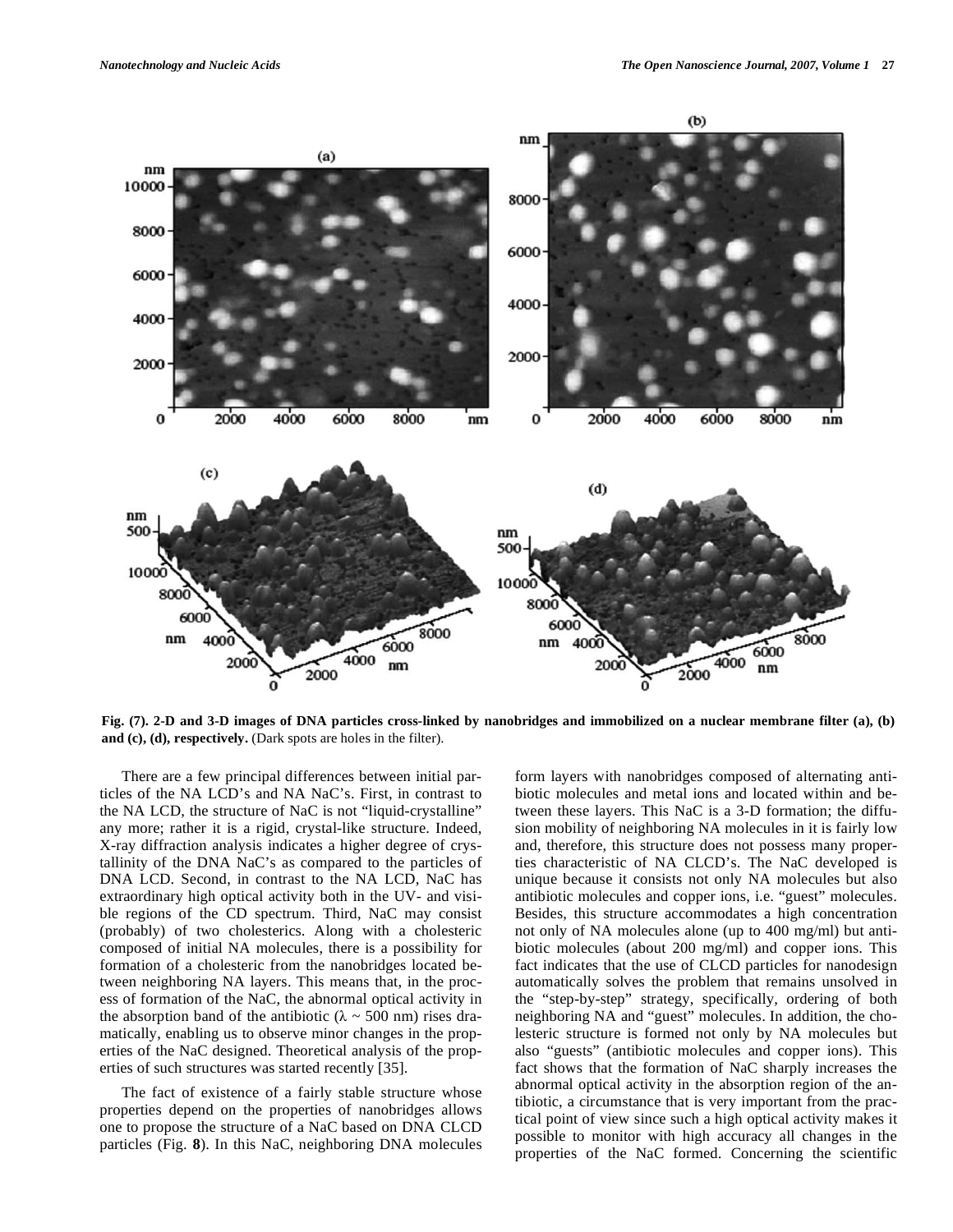**Fig. (7). 2-D and 3-D images of DNA particles cross-linked by nanobridges and immobilized on a nuclear membrane filter (a), (b) and (c), (d), respectively.** (Dark spots are holes in the filter).

There are a few principal differences between initial particles of the NA LCD's and NA NaC's. First, in contrast to the NA LCD, the structure of NaC is not "liquid-crystalline" any more; rather it is a rigid, crystal-like structure. Indeed, X-ray diffraction analysis indicates a higher degree of crystallinity of the DNA NaC's as compared to the particles of DNA LCD. Second, in contrast to the NA LCD, NaC has extraordinary high optical activity both in the UV- and visible regions of the CD spectrum. Third, NaC may consist (probably) of two cholesterics. Along with a cholesteric composed of initial NA molecules, there is a possibility for formation of a cholesteric from the nanobridges located between neighboring NA layers. This means that, in the process of formation of the NaC, the abnormal optical activity in the absorption band of the antibiotic ($\lambda \sim 500$ nm) rises dramatically, enabling us to observe minor changes in the properties of the NaC designed. Theoretical analysis of the properties of such structures was started recently [35].

The fact of existence of a fairly stable structure whose properties depend on the properties of nanobridges allows one to propose the structure of a NaC based on DNA CLCD particles (Fig. **8**). In this NaC, neighboring DNA molecules form layers with nanobridges composed of alternating antibiotic molecules and metal ions and located within and between these layers. This NaC is a 3-D formation; the diffusion mobility of neighboring NA molecules in it is fairly low and, therefore, this structure does not possess many properties characteristic of NA CLCD's. The NaC developed is unique because it consists not only NA molecules but also antibiotic molecules and copper ions, i.e. "guest" molecules. Besides, this structure accommodates a high concentration not only of NA molecules alone (up to 400 mg/ml) but antibiotic molecules (about 200 mg/ml) and copper ions. This fact indicates that the use of CLCD particles for nanodesign automatically solves the problem that remains unsolved in the "step-by-step" strategy, specifically, ordering of both neighboring NA and "guest" molecules. In addition, the cholesteric structure is formed not only by NA molecules but also "guests" (antibiotic molecules and copper ions). This fact shows that the formation of NaC sharply increases the abnormal optical activity in the absorption region of the antibiotic, a circumstance that is very important from the practical point of view since such a high optical activity makes it possible to monitor with high accuracy all changes in the properties of the NaC formed. Concerning the scientific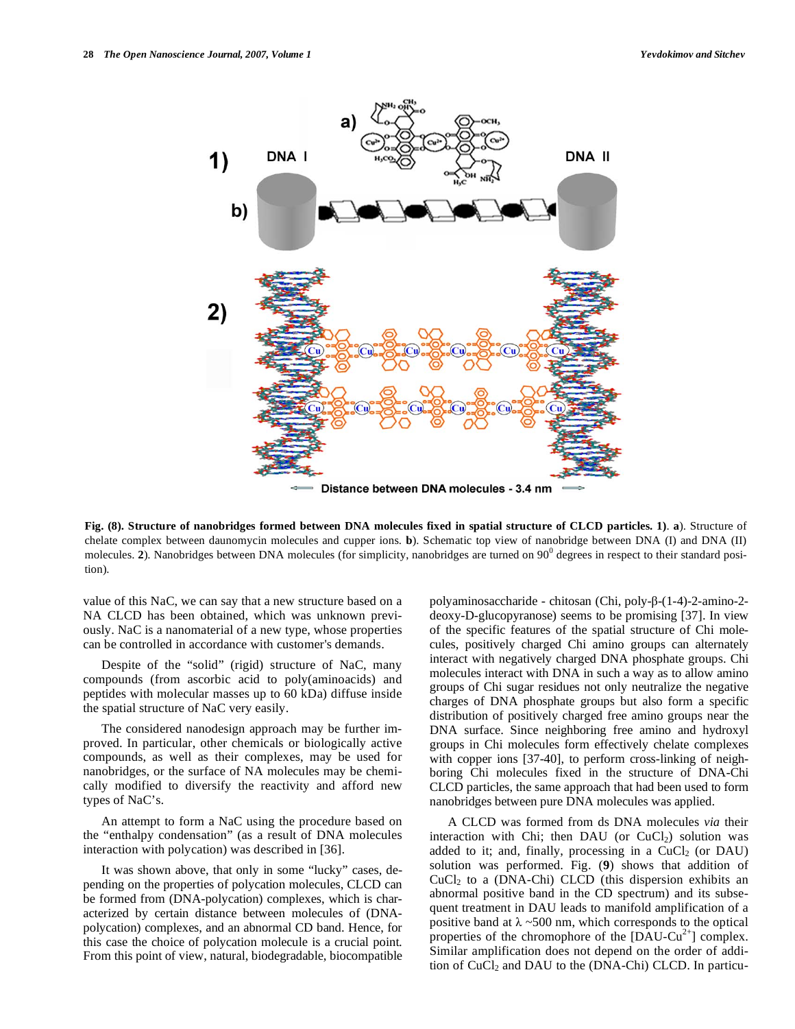Fig. (8). Structure of nanobridges formed between DNA molecules fixed in spatial structure of CLCD particles. 1). a). Structure of chelate complex between daunomycin molecules and cupper ions. b). Schematic top view of nanobridge between DNA (I) and DNA (II) molecules. 2). Nanobridges between DNA molecules (for simplicity, nanobridges are turned on $90^0$ degrees in respect to their standard position).

value of this NaC, we can say that a new structure based on a NA CLCD has been obtained, which was unknown previously. NaC is a nanomaterial of a new type, whose properties can be controlled in accordance with customer's demands.

Despite of the "solid" (rigid) structure of NaC, many compounds (from ascorbic acid to poly(aminoacids) and peptides with molecular masses up to 60 kDa) diffuse inside the spatial structure of NaC very easily.

The considered nanodesign approach may be further improved. In particular, other chemicals or biologically active compounds, as well as their complexes, may be used for nanobridges, or the surface of NA molecules may be chemically modified to diversify the reactivity and afford new types of NaC's.

An attempt to form a NaC using the procedure based on the "enthalpy condensation" (as a result of DNA molecules interaction with polycation) was described in [36].

It was shown above, that only in some "lucky" cases, depending on the properties of polycation molecules, CLCD can be formed from (DNA-polycation) complexes, which is characterized by certain distance between molecules of (DNA-polycation) complexes, and an abnormal CD band. Hence, for this case the choice of polycation molecule is a crucial point. From this point of view, natural, biodegradable, biocompatible polyaminosaccharide - chitosan (Chi, poly-β-(1-4)-2-amino-2-deoxy-D-glucopyranose) seems to be promising [37]. In view of the specific features of the spatial structure of Chi molecules, positively charged Chi amino groups can alternately interact with negatively charged DNA phosphate groups. Chi molecules interact with DNA in such a way as to allow amino groups of Chi sugar residues not only neutralize the negative charges of DNA phosphate groups but also form a specific distribution of positively charged free amino groups near the DNA surface. Since neighboring free amino and hydroxyl groups in Chi molecules form effectively chelate complexes with copper ions [37-40], to perform cross-linking of neighboring Chi molecules fixed in the structure of DNA-Chi CLCD particles, the same approach that had been used to form nanobridges between pure DNA molecules was applied.

A CLCD was formed from ds DNA molecules *via* their interaction with Chi; then DAU (or $CuCl_2$) solution was added to it; and, finally, processing in a $CuCl_2$ (or DAU) solution was performed. Fig. (**9**) shows that addition of $CuCl_2$ to a (DNA-Chi) CLCD (this dispersion exhibits an abnormal positive band in the CD spectrum) and its subsequent treatment in DAU leads to manifold amplification of a positive band at $\lambda$ ~500 nm, which corresponds to the optical properties of the chromophore of the [DAU-$Cu^{2+}$] complex. Similar amplification does not depend on the order of addition of $CuCl_2$ and DAU to the (DNA-Chi) CLCD. In particu-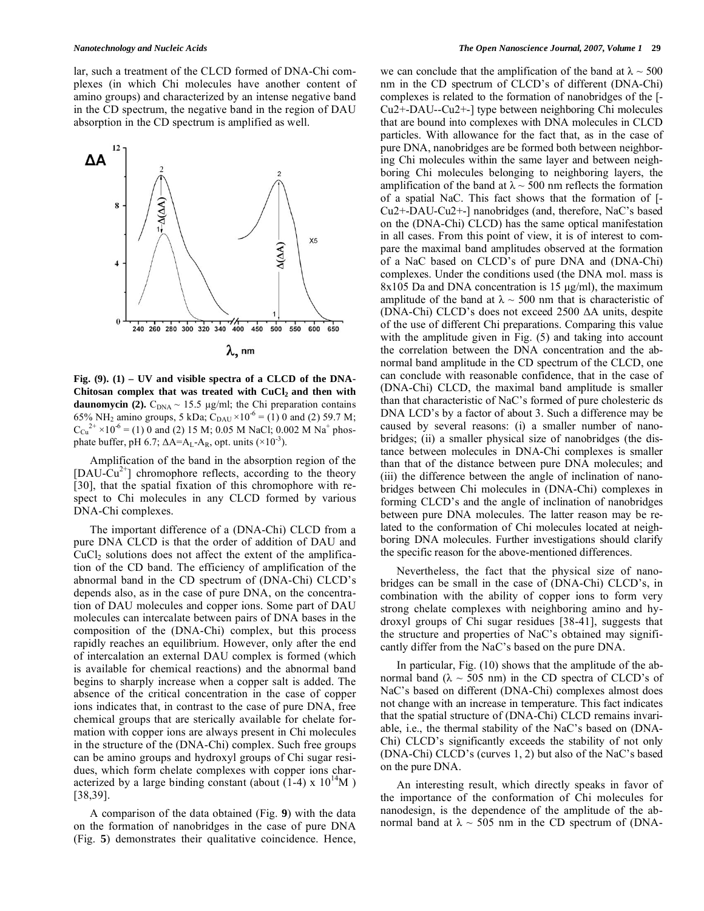lar, such a treatment of the CLCD formed of DNA-Chi complexes (in which Chi molecules have another content of amino groups) and characterized by an intense negative band in the CD spectrum, the negative band in the region of DAU absorption in the CD spectrum is amplified as well.

**Fig. (9). (1) – UV and visible spectra of a CLCD of the DNA-Chitosan complex that was treated with $CuCl_2$ and then with daunomycin (2).** $C_{DNA}$ ~ 15.5 μg/ml; the Chi preparation contains 65% $NH_2$ amino groups, 5 kDa; $C_{DAU} \times 10^{-6}$ = (1) 0 and (2) 59.7 M; $C_{Cu}^{2+} \times 10^{-6}$ = (1) 0 and (2) 15 M; 0.05 M NaCl; 0.002 M $Na^+$ phosphate buffer, pH 6.7; $\Delta A = A_L - A_R$, opt. units ($\times 10^{-3}$).

Amplification of the band in the absorption region of the [DAU-$Cu^{2+}$] chromophore reflects, according to the theory [30], that the spatial fixation of this chromophore with respect to Chi molecules in any CLCD formed by various DNA-Chi complexes.

The important difference of a (DNA-Chi) CLCD from a pure DNA CLCD is that the order of addition of DAU and $CuCl_2$ solutions does not affect the extent of the amplification of the CD band. The efficiency of amplification of the abnormal band in the CD spectrum of (DNA-Chi) CLCD's depends also, as in the case of pure DNA, on the concentration of DAU molecules and copper ions. Some part of DAU molecules can intercalate between pairs of DNA bases in the composition of the (DNA-Chi) complex, but this process rapidly reaches an equilibrium. However, only after the end of intercalation an external DAU complex is formed (which is available for chemical reactions) and the abnormal band begins to sharply increase when a copper salt is added. The absence of the critical concentration in the case of copper ions indicates that, in contrast to the case of pure DNA, free chemical groups that are sterically available for chelate formation with copper ions are always present in Chi molecules in the structure of the (DNA-Chi) complex. Such free groups can be amino groups and hydroxyl groups of Chi sugar residues, which form chelate complexes with copper ions characterized by a large binding constant (about (1-4) x $10^{14}$M ) [38,39].

A comparison of the data obtained (Fig. **9**) with the data on the formation of nanobridges in the case of pure DNA (Fig. **5**) demonstrates their qualitative coincidence. Hence, we can conclude that the amplification of the band at λ ~ 500 nm in the CD spectrum of CLCD's of different (DNA-Chi) complexes is related to the formation of nanobridges of the [-Cu2+-DAU--Cu2+-] type between neighboring Chi molecules that are bound into complexes with DNA molecules in CLCD particles. With allowance for the fact that, as in the case of pure DNA, nanobridges are be formed both between neighboring Chi molecules within the same layer and between neighboring Chi molecules belonging to neighboring layers, the amplification of the band at λ ~ 500 nm reflects the formation of a spatial NaC. This fact shows that the formation of [-Cu2+-DAU-Cu2+-] nanobridges (and, therefore, NaC's based on the (DNA-Chi) CLCD) has the same optical manifestation in all cases. From this point of view, it is of interest to compare the maximal band amplitudes observed at the formation of a NaC based on CLCD's of pure DNA and (DNA-Chi) complexes. Under the conditions used (the DNA mol. mass is 8x105 Da and DNA concentration is 15 μg/ml), the maximum amplitude of the band at λ ~ 500 nm that is characteristic of (DNA-Chi) CLCD's does not exceed 2500 ΔA units, despite of the use of different Chi preparations. Comparing this value with the amplitude given in Fig. (5) and taking into account the correlation between the DNA concentration and the abnormal band amplitude in the CD spectrum of the CLCD, one can conclude with reasonable confidence, that in the case of (DNA-Chi) CLCD, the maximal band amplitude is smaller than that characteristic of NaC's formed of pure cholesteric ds DNA LCD's by a factor of about 3. Such a difference may be caused by several reasons: (i) a smaller number of nanobridges; (ii) a smaller physical size of nanobridges (the distance between molecules in DNA-Chi complexes is smaller than that of the distance between pure DNA molecules; and (iii) the difference between the angle of inclination of nanobridges between Chi molecules in (DNA-Chi) complexes in forming CLCD's and the angle of inclination of nanobridges between pure DNA molecules. The latter reason may be related to the conformation of Chi molecules located at neighboring DNA molecules. Further investigations should clarify the specific reason for the above-mentioned differences.

Nevertheless, the fact that the physical size of nanobridges can be small in the case of (DNA-Chi) CLCD's, in combination with the ability of copper ions to form very strong chelate complexes with neighboring amino and hydroxyl groups of Chi sugar residues [38-41], suggests that the structure and properties of NaC's obtained may significantly differ from the NaC's based on the pure DNA.

In particular, Fig. (10) shows that the amplitude of the abnormal band (λ ~ 505 nm) in the CD spectra of CLCD's of NaC's based on different (DNA-Chi) complexes almost does not change with an increase in temperature. This fact indicates that the spatial structure of (DNA-Chi) CLCD remains invariable, i.e., the thermal stability of the NaC's based on (DNA-Chi) CLCD's significantly exceeds the stability of not only (DNA-Chi) CLCD's (curves 1, 2) but also of the NaC's based on the pure DNA.

An interesting result, which directly speaks in favor of the importance of the conformation of Chi molecules for nanodesign, is the dependence of the amplitude of the abnormal band at λ ~ 505 nm in the CD spectrum of (DNA-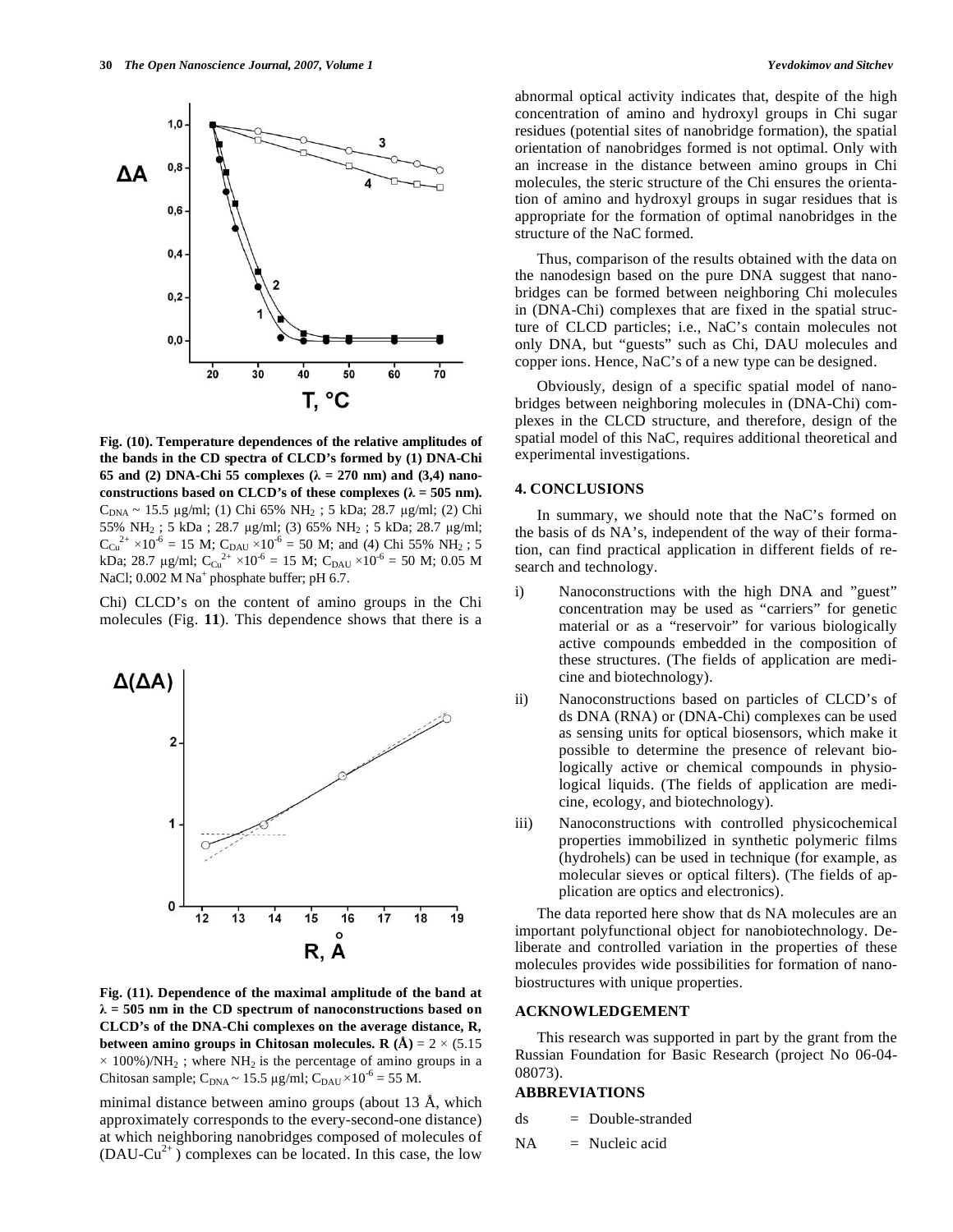**Fig. (10). Temperature dependences of the relative amplitudes of the bands in the CD spectra of CLCD's formed by (1) DNA-Chi 65 and (2) DNA-Chi 55 complexes (λ = 270 nm) and (3,4) nanoconstructions based on CLCD's of these complexes (λ = 505 nm).** $C_{DNA}$ ~ 15.5 µg/ml; (1) Chi 65% $NH_2$ ; 5 kDa; 28.7 µg/ml; (2) Chi 55% $NH_2$ ; 5 kDa ; 28.7 µg/ml; (3) 65% $NH_2$ ; 5 kDa; 28.7 µg/ml; $C_{Cu^{2+}} \times 10^{-6}$ = 15 M; $C_{DAU} \times 10^{-6}$ = 50 M; and (4) Chi 55% $NH_2$ ; 5 kDa; 28.7 µg/ml; $C_{Cu^{2+}} \times 10^{-6}$ = 15 M; $C_{DAU} \times 10^{-6}$ = 50 M; 0.05 M NaCl; 0.002 M $Na^+$ phosphate buffer; pH 6.7.

Chi) CLCD's on the content of amino groups in the Chi molecules (Fig. **11**). This dependence shows that there is a minimal distance between amino groups (about 13 Å, which approximately corresponds to the every-second-one distance) at which neighboring nanobridges composed of molecules of ($DAU\text{-}Cu^{2+}$) complexes can be located. In this case, the low abnormal optical activity indicates that, despite of the high concentration of amino and hydroxyl groups in Chi sugar residues (potential sites of nanobridge formation), the spatial orientation of nanobridges formed is not optimal. Only with an increase in the distance between amino groups in Chi molecules, the steric structure of the Chi ensures the orientation of amino and hydroxyl groups in sugar residues that is appropriate for the formation of optimal nanobridges in the structure of the NaC formed.

**Fig. (11). Dependence of the maximal amplitude of the band at λ = 505 nm in the CD spectrum of nanoconstructions based on CLCD's of the DNA-Chi complexes on the average distance, R, between amino groups in Chitosan molecules. R (Å)** = 2 × (5.15 × 100%)/$NH_2$ ; where $NH_2$ is the percentage of amino groups in a Chitosan sample; $C_{DNA}$ ~ 15.5 µg/ml; $C_{DAU} \times 10^{-6}$ = 55 M.

Thus, comparison of the results obtained with the data on the nanodesign based on the pure DNA suggest that nanobridges can be formed between neighboring Chi molecules in (DNA-Chi) complexes that are fixed in the spatial structure of CLCD particles; i.e., NaC's contain molecules not only DNA, but "guests" such as Chi, DAU molecules and copper ions. Hence, NaC's of a new type can be designed.

Obviously, design of a specific spatial model of nanobridges between neighboring molecules in (DNA-Chi) complexes in the CLCD structure, and therefore, design of the spatial model of this NaC, requires additional theoretical and experimental investigations.

## 4. CONCLUSIONS

In summary, we should note that the NaC's formed on the basis of ds NA's, independent of the way of their formation, can find practical application in different fields of research and technology.

i) Nanoconstructions with the high DNA and "guest" concentration may be used as "carriers" for genetic material or as a "reservoir" for various biologically active compounds embedded in the composition of these structures. (The fields of application are medicine and biotechnology).

ii) Nanoconstructions based on particles of CLCD's of ds DNA (RNA) or (DNA-Chi) complexes can be used as sensing units for optical biosensors, which make it possible to determine the presence of relevant biologically active or chemical compounds in physiological liquids. (The fields of application are medicine, ecology, and biotechnology).

iii) Nanoconstructions with controlled physicochemical properties immobilized in synthetic polymeric films (hydrohels) can be used in technique (for example, as molecular sieves or optical filters). (The fields of application are optics and electronics).

The data reported here show that ds NA molecules are an important polyfunctional object for nanobiotechnology. Deliberate and controlled variation in the properties of these molecules provides wide possibilities for formation of nanobiostructures with unique properties.

## ACKNOWLEDGEMENT

This research was supported in part by the grant from the Russian Foundation for Basic Research (project No 06-04-08073).

## ABBREVIATIONS

ds = Double-stranded

NA = Nucleic acid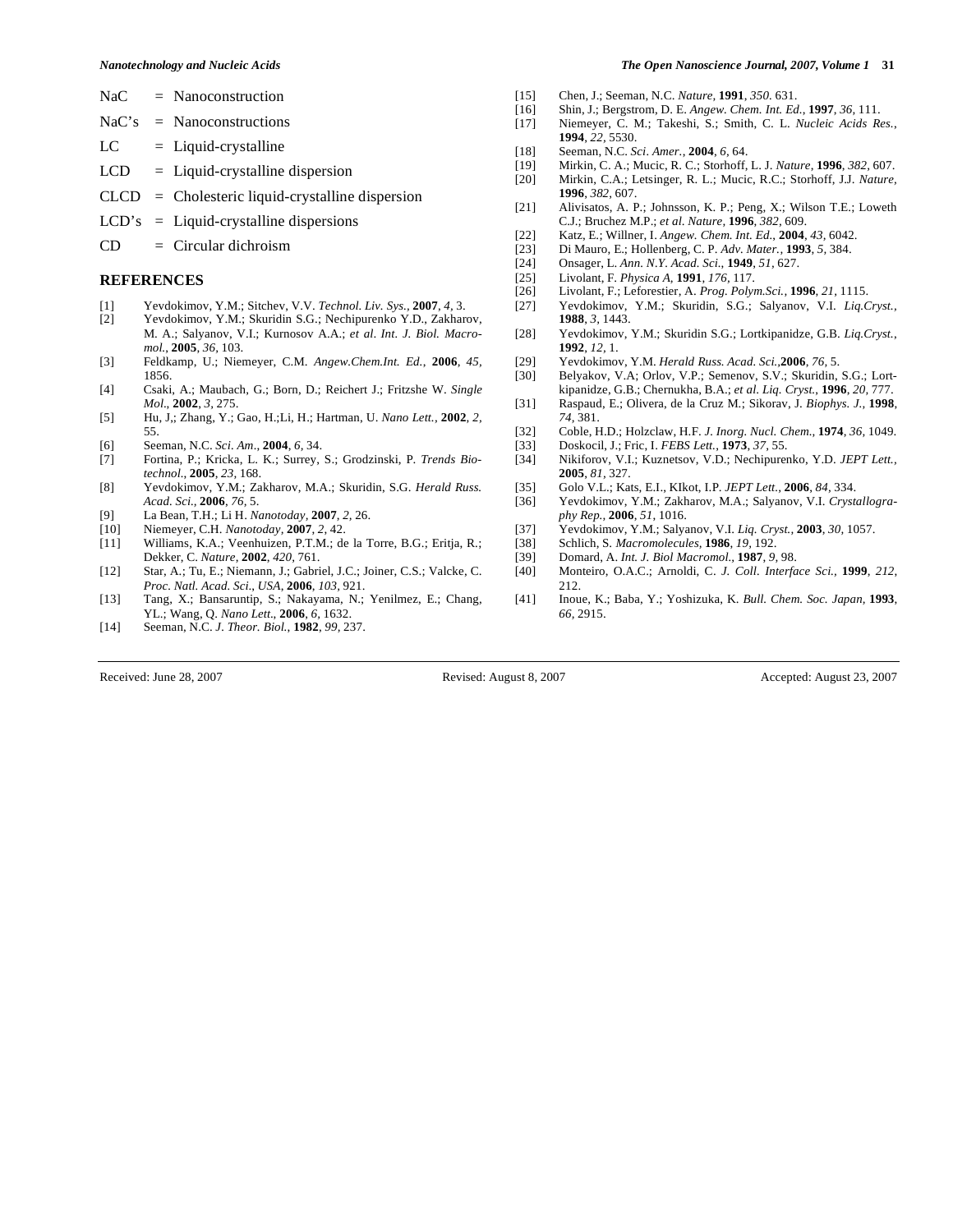NaC = Nanoconstruction

NaC's = Nanoconstructions

LC = Liquid-crystalline

LCD = Liquid-crystalline dispersion

CLCD = Cholesteric liquid-crystalline dispersion

LCD's = Liquid-crystalline dispersions

CD = Circular dichroism

## REFERENCES

[1] Yevdokimov, Y.M.; Sitchev, V.V. *Technol. Liv. Sys.*, **2007**, *4*, 3.

[2] Yevdokimov, Y.M.; Skuridin S.G.; Nechipurenko Y.D., Zakharov, M. A.; Salyanov, V.I.; Kurnosov A.A.; *et al*. *Int. J. Biol. Macromol.*, **2005**, *36*, 103.

[3] Feldkamp, U.; Niemeyer, C.M. *Angew.Chem.Int. Ed.*, **2006**, *45*, 1856.

[4] Csaki, A.; Maubach, G.; Born, D.; Reichert J.; Fritzshe W. *Single Mol.*, **2002**, *3*, 275.

[5] Hu, J,; Zhang, Y.; Gao, H.;Li, H.; Hartman, U. *Nano Lett.*, **2002**, *2*, 55.

[6] Seeman, N.C. *Sci. Am*., **2004**, *6*, 34.

[7] Fortina, P.; Kricka, L. K.; Surrey, S.; Grodzinski, P. *Trends Biotechnol.*, **2005**, *23*, 168.

[8] Yevdokimov, Y.M.; Zakharov, M.A.; Skuridin, S.G. *Herald Russ. Acad. Sci.*, **2006**, *76*, 5.

[9] La Bean, T.H.; Li H. *Nanotoday*, **2007**, *2*, 26.

[10] Niemeyer, C.H. *Nanotoday*, **2007**, *2*, 42.

[11] Williams, K.A.; Veenhuizen, P.T.M.; de la Torre, B.G.; Eritja, R.; Dekker, C. *Nature*, **2002**, *420*, 761.

[12] Star, A.; Tu, E.; Niemann, J.; Gabriel, J.C.; Joiner, C.S.; Valcke, C. *Proc. Natl. Acad. Sci., USA*, **2006**, *103*, 921.

[13] Tang, X.; Bansaruntip, S.; Nakayama, N.; Yenilmez, E.; Chang, YL.; Wang, Q. *Nano Lett*., **2006**, *6*, 1632.

[14] Seeman, N.C. *J. Theor. Biol.*, **1982**, *99*, 237.

[15] Chen, J.; Seeman, N.C. *Nature*, **1991**, *350*. 631.

[16] Shin, J.; Bergstrom, D. E. *Angew. Chem. Int. Ed*., **1997**, *36*, 111.

[17] Niemeyer, C. M.; Takeshi, S.; Smith, C. L. *Nucleic Acids Res.*, **1994**, *22*, 5530.

[18] Seeman, N.C. *Sci. Amer.*, **2004**, *6*, 64.

[19] Mirkin, C. A.; Mucic, R. C.; Storhoff, L. J. *Nature*, **1996**, *382*, 607.

[20] Mirkin, C.A.; Letsinger, R. L.; Mucic, R.C.; Storhoff, J.J. *Nature*, **1996**, *382*, 607.

[21] Alivisatos, A. P.; Johnsson, K. P.; Peng, X.; Wilson T.E.; Loweth C.J.; Bruchez M.P.; *et al. Nature*, **1996**, *382*, 609.

[22] Katz, E.; Willner, I. *Angew. Chem. Int. Ed*., **2004**, *43*, 6042.

[23] Di Mauro, E.; Hollenberg, C. P. *Adv. Mater.*, **1993**, *5*, 384.

[24] Onsager, L. *Ann. N.Y. Acad. Sci.*, **1949**, *51*, 627.

[25] Livolant, F. *Physica A*, **1991**, *176*, 117.

[26] Livolant, F.; Leforestier, A. *Prog. Polym.Sci.*, **1996**, *21*, 1115.

[27] Yevdokimov, Y.M.; Skuridin, S.G.; Salyanov, V.I. *Liq.Cryst.*, **1988**, *3*, 1443.

[28] Yevdokimov, Y.M.; Skuridin S.G.; Lortkipanidze, G.B. *Liq.Cryst.*, **1992**, *12*, 1.

[29] Yevdokimov, Y.M. *Herald Russ. Acad. Sci.*,**2006**, *76*, 5.

[30] Belyakov, V.A; Orlov, V.P.; Semenov, S.V.; Skuridin, S.G.; Lortkipanidze, G.B.; Chernukha, B.A.; *et al. Liq. Cryst.*, **1996**, *20*, 777.

[31] Raspaud, E.; Olivera, de la Cruz M.; Sikorav, J. *Biophys. J.*, **1998**, *74*, 381.

[32] Coble, H.D.; Holzclaw, H.F. *J. Inorg. Nucl. Chem.*, **1974**, *36*, 1049.

[33] Doskocil, J.; Fric, I. *FEBS Lett.*, **1973**, *37*, 55.

[34] Nikiforov, V.I.; Kuznetsov, V.D.; Nechipurenko, Y.D. *JEPT Lett.*, **2005**, *81*, 327.

[35] Golo V.L.; Kats, E.I., KIkot, I.P. *JEPT Lett.*, **2006**, *84*, 334.

[36] Yevdokimov, Y.M.; Zakharov, M.A.; Salyanov, V.I. *Crystallography Rep.*, **2006**, *51*, 1016.

[37] Yevdokimov, Y.M.; Salyanov, V.I. *Liq. Cryst.*, **2003**, *30*, 1057.

[38] Schlich, S. *Macromolecules*, **1986**, *19*, 192.

[39] Domard, A. *Int. J. Biol Macromol.*, **1987**, *9*, 98.

[40] Monteiro, O.A.C.; Arnoldi, C. *J. Coll. Interface Sci.*, **1999**, *212*, 212.

[41] Inoue, K.; Baba, Y.; Yoshizuka, K. *Bull. Chem. Soc. Japan*, **1993**, *66*, 2915.

Received: June 28, 2007 Revised: August 8, 2007 Accepted: August 23, 2007